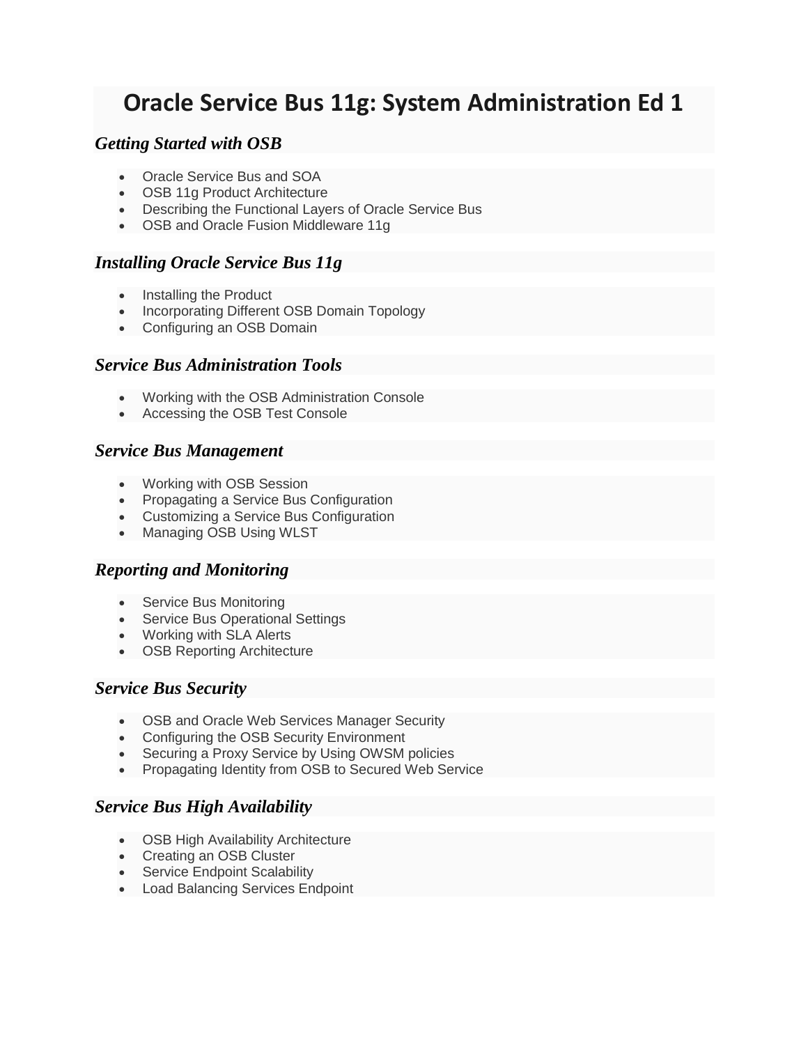# Oracle Service Bus 11g: System Administration Ed 1

## *Getting Started with OSB*

- Oracle Service Bus and SOA
- OSB 11g Product Architecture
- Describing the Functional Layers of Oracle Service Bus
- OSB and Oracle Fusion Middleware 11g

## *Installing Oracle Service Bus 11g*

- Installing the Product
- Incorporating Different OSB Domain Topology
- Configuring an OSB Domain

## *Service Bus Administration Tools*

- Working with the OSB Administration Console
- Accessing the OSB Test Console

## *Service Bus Management*

- Working with OSB Session
- Propagating a Service Bus Configuration
- Customizing a Service Bus Configuration
- Managing OSB Using WLST

## *Reporting and Monitoring*

- Service Bus Monitoring
- Service Bus Operational Settings
- Working with SLA Alerts
- OSB Reporting Architecture

## *Service Bus Security*

- OSB and Oracle Web Services Manager Security
- Configuring the OSB Security Environment
- Securing a Proxy Service by Using OWSM policies
- Propagating Identity from OSB to Secured Web Service

## *Service Bus High Availability*

- OSB High Availability Architecture
- Creating an OSB Cluster
- Service Endpoint Scalability
- Load Balancing Services Endpoint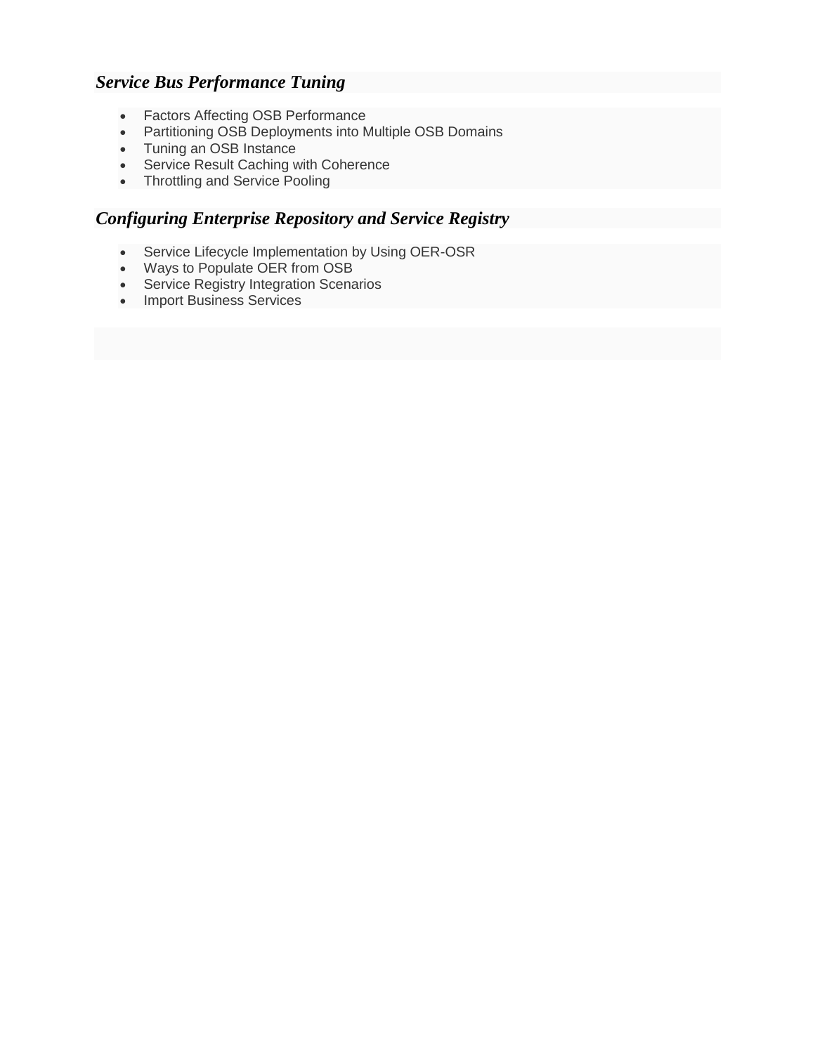## *Service Bus Performance Tuning*

- Factors Affecting OSB Performance
- Partitioning OSB Deployments into Multiple OSB Domains
- Tuning an OSB Instance
- Service Result Caching with Coherence
- Throttling and Service Pooling

## *Configuring Enterprise Repository and Service Registry*

- Service Lifecycle Implementation by Using OER-OSR
- Ways to Populate OER from OSB
- Service Registry Integration Scenarios
- Import Business Services